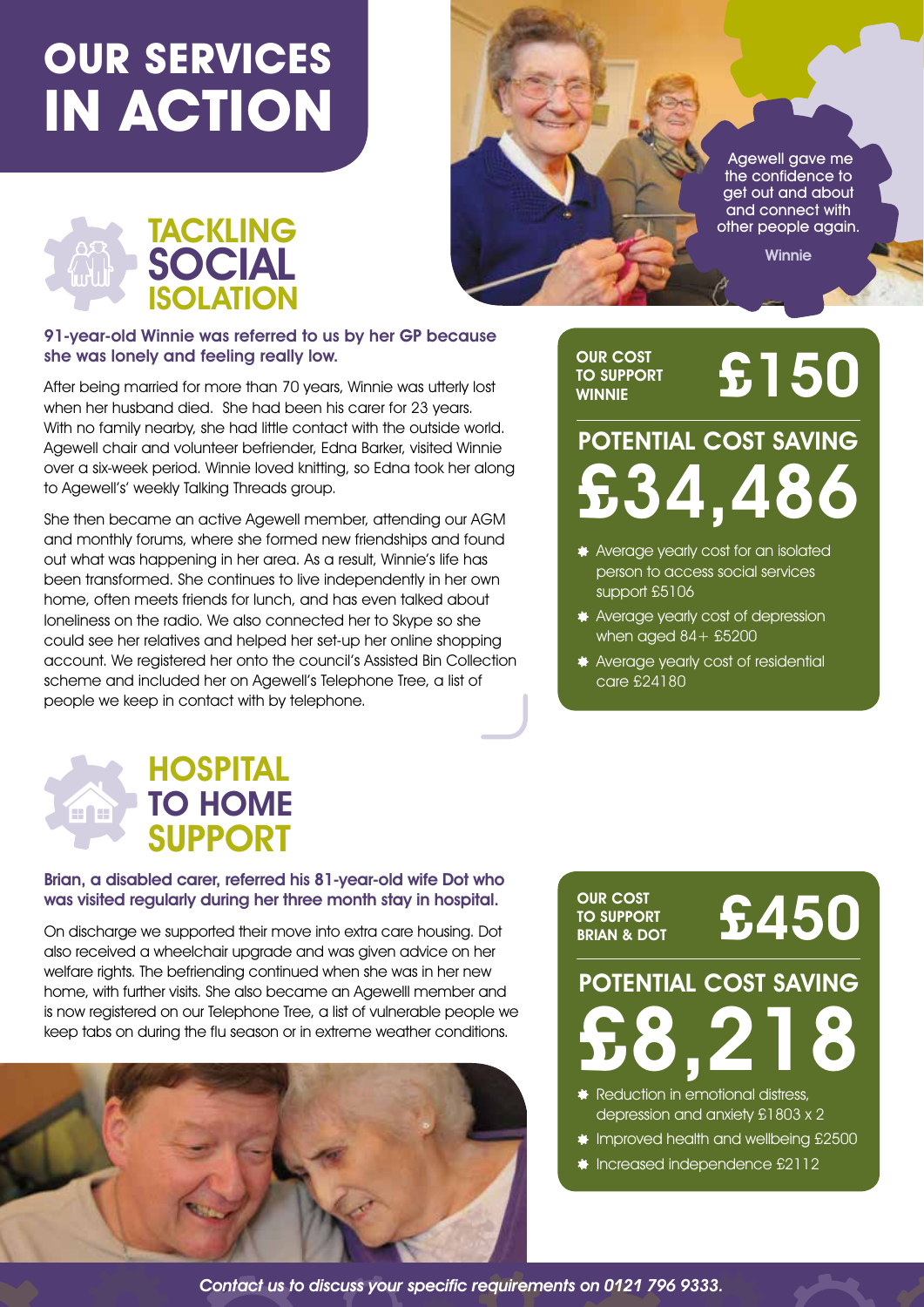# OUR SERVICES IN ACTION

## TACKLING SOCIAL ISOLATION

**91-year-old Winnie was referred to us by her GP because she was lonely and feeling really low.**

After being married for more than 70 years, Winnie was utterly lost when her husband died. She had been his carer for 23 years. With no family nearby, she had little contact with the outside world. Agewell chair and volunteer befriender, Edna Barker, visited Winnie over a six-week period. Winnie loved knitting, so Edna took her along to Agewell's' weekly Talking Threads group.

She then became an active Agewell member, attending our AGM and monthly forums, where she formed new friendships and found out what was happening in her area. As a result, Winnie's life has been transformed. She continues to live independently in her own home, often meets friends for lunch, and has even talked about loneliness on the radio. We also connected her to Skype so she could see her relatives and helped her set-up her online shopping account. We registered her onto the council's Assisted Bin Collection scheme and included her on Agewell's Telephone Tree, a list of people we keep in contact with by telephone.

Agewell gave me the confidence to get out and about and connect with other people again.

Winnie

**OUR COST TO SUPPORT WINNIE** **£150**

**POTENTIAL COST SAVING**

**£34,486**

- Average yearly cost for an isolated person to access social services support £5106
- Average yearly cost of depression when aged 84+ £5200
- Average yearly cost of residential care £24180

## HOSPITAL TO HOME SUPPORT

**Brian, a disabled carer, referred his 81-year-old wife Dot who was visited regularly during her three month stay in hospital.**

On discharge we supported their move into extra care housing. Dot also received a wheelchair upgrade and was given advice on her welfare rights. The befriending continued when she was in her new home, with further visits. She also became an Agewelll member and is now registered on our Telephone Tree, a list of vulnerable people we keep tabs on during the flu season or in extreme weather conditions.

**OUR COST TO SUPPORT BRIAN & DOT** **£450**

**POTENTIAL COST SAVING**

**£8,218**

- Reduction in emotional distress, depression and anxiety £1803 x 2
- Improved health and wellbeing £2500
- Increased independence £2112

*Contact us to discuss your specific requirements on 0121 796 9333.*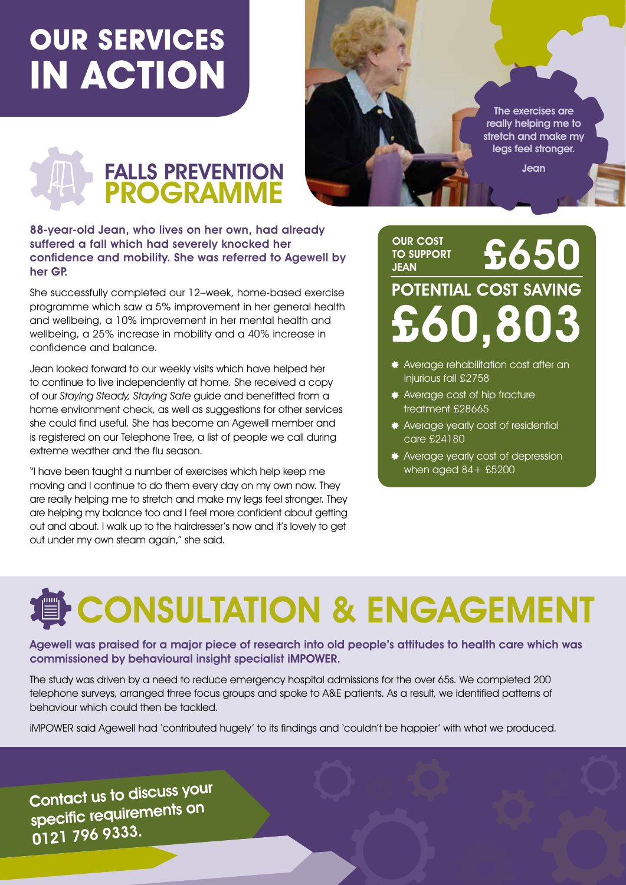# OUR SERVICES IN ACTION

## FALLS PREVENTION PROGRAMME

**88-year-old Jean, who lives on her own, had already suffered a fall which had severely knocked her confidence and mobility. She was referred to Agewell by her GP.**

She successfully completed our 12–week, home-based exercise programme which saw a 5% improvement in her general health and wellbeing, a 10% improvement in her mental health and wellbeing, a 25% increase in mobility and a 40% increase in confidence and balance.

Jean looked forward to our weekly visits which have helped her to continue to live independently at home. She received a copy of our *Staying Steady, Staying Safe* guide and benefitted from a home environment check, as well as suggestions for other services she could find useful. She has become an Agewell member and is registered on our Telephone Tree, a list of people we call during extreme weather and the flu season.

"I have been taught a number of exercises which help keep me moving and I continue to do them every day on my own now. They are really helping me to stretch and make my legs feel stronger. They are helping my balance too and I feel more confident about getting out and about. I walk up to the hairdresser's now and it's lovely to get out under my own steam again," she said.

The exercises are really helping me to stretch and make my legs feel stronger.

Jean

**OUR COST TO SUPPORT JEAN £650**

**POTENTIAL COST SAVING £60,803**

- Average rehabilitation cost after an injurious fall £2758
- Average cost of hip fracture treatment £28665
- Average yearly cost of residential care £24180
- Average yearly cost of depression when aged 84+ £5200

## CONSULTATION & ENGAGEMENT

**Agewell was praised for a major piece of research into old people's attitudes to health care which was commissioned by behavioural insight specialist iMPOWER.**

The study was driven by a need to reduce emergency hospital admissions for the over 65s. We completed 200 telephone surveys, arranged three focus groups and spoke to A&E patients. As a result, we identified patterns of behaviour which could then be tackled.

iMPOWER said Agewell had 'contributed hugely' to its findings and 'couldn't be happier' with what we produced.

**Contact us to discuss your specific requirements on 0121 796 9333.**